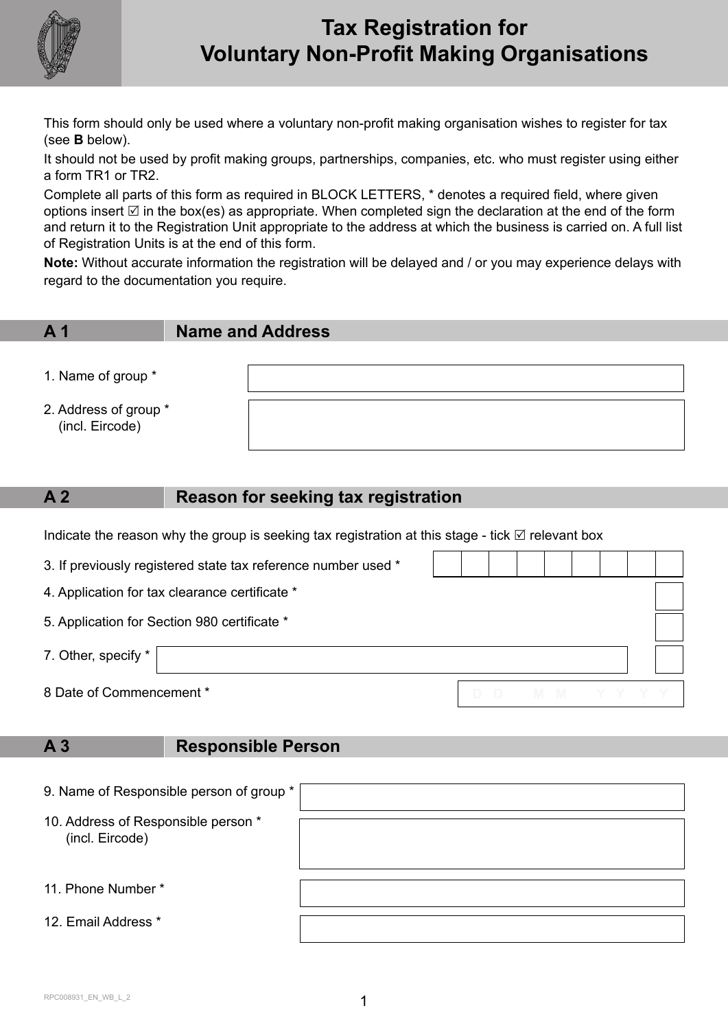# Tax Registration for Voluntary Non-Profit Making Organisations

This form should only be used where a voluntary non-profit making organisation wishes to register for tax (see **B** below).

It should not be used by profit making groups, partnerships, companies, etc. who must register using either a form TR1 or TR2.

Complete all parts of this form as required in BLOCK LETTERS, * denotes a required field, where given options insert ☑ in the box(es) as appropriate. When completed sign the declaration at the end of the form and return it to the Registration Unit appropriate to the address at which the business is carried on. A full list of Registration Units is at the end of this form.

**Note:** Without accurate information the registration will be delayed and / or you may experience delays with regard to the documentation you require.

## A 1 Name and Address

1. Name of group * ______________________

2. Address of group * (incl. Eircode) ______________________

## A 2 Reason for seeking tax registration

Indicate the reason why the group is seeking tax registration at this stage - tick ☑ relevant box

3. If previously registered state tax reference number used * ☐☐☐☐☐☐☐☐☐

4. Application for tax clearance certificate * ☐

5. Application for Section 980 certificate * ☐

7. Other, specify * ______________________ ☐

8 Date of Commencement * D D M M Y Y Y Y

## A 3 Responsible Person

9. Name of Responsible person of group * ______________________

10. Address of Responsible person * (incl. Eircode) ______________________

11. Phone Number * ______________________

12. Email Address * ______________________

RPC008931_EN_WB_L_2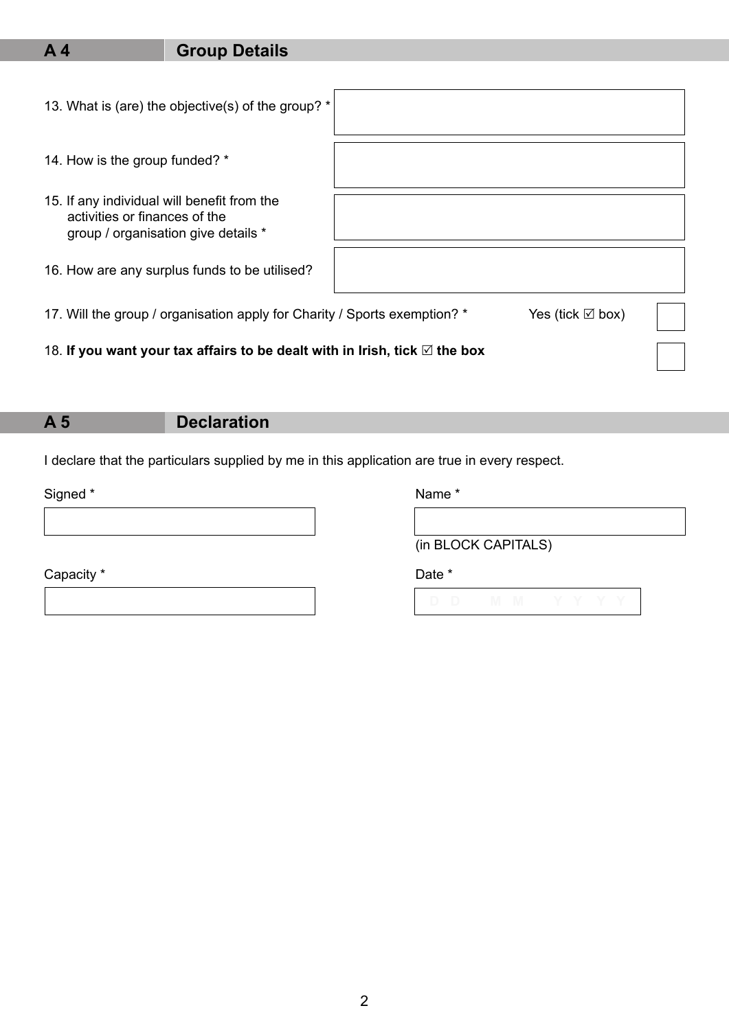## A 4 Group Details

13. What is (are) the objective(s) of the group? *

14. How is the group funded? *

15. If any individual will benefit from the activities or finances of the group / organisation give details *

16. How are any surplus funds to be utilised?

17. Will the group / organisation apply for Charity / Sports exemption? * Yes (tick ☑ box)

18. **If you want your tax affairs to be dealt with in Irish, tick ☑ the box**

## A 5 Declaration

I declare that the particulars supplied by me in this application are true in every respect.

Signed *

Name *

(in BLOCK CAPITALS)

Capacity *

Date *

D D M M Y Y Y Y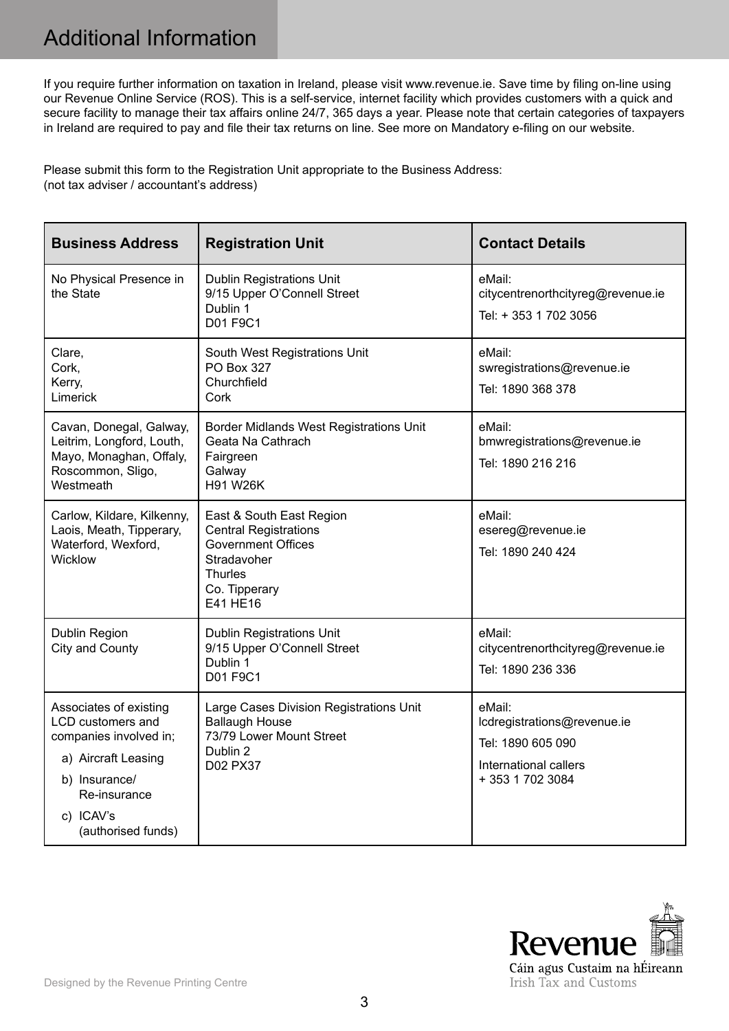# Additional Information

If you require further information on taxation in Ireland, please visit www.revenue.ie. Save time by filing on-line using our Revenue Online Service (ROS). This is a self-service, internet facility which provides customers with a quick and secure facility to manage their tax affairs online 24/7, 365 days a year. Please note that certain categories of taxpayers in Ireland are required to pay and file their tax returns on line. See more on Mandatory e-filing on our website.

Please submit this form to the Registration Unit appropriate to the Business Address:
(not tax adviser / accountant's address)

| Business Address | Registration Unit | Contact Details |
|---|---|---|
| No Physical Presence in the State | Dublin Registrations Unit<br>9/15 Upper O'Connell Street<br>Dublin 1<br>D01 F9C1 | eMail:<br>citycentrenorthcityreg@revenue.ie<br>Tel: + 353 1 702 3056 |
| Clare,<br>Cork,<br>Kerry,<br>Limerick | South West Registrations Unit<br>PO Box 327<br>Churchfield<br>Cork | eMail:<br>swregistrations@revenue.ie<br>Tel: 1890 368 378 |
| Cavan, Donegal, Galway, Leitrim, Longford, Louth, Mayo, Monaghan, Offaly, Roscommon, Sligo, Westmeath | Border Midlands West Registrations Unit<br>Geata Na Cathrach<br>Fairgreen<br>Galway<br>H91 W26K | eMail:<br>bmwregistrations@revenue.ie<br>Tel: 1890 216 216 |
| Carlow, Kildare, Kilkenny, Laois, Meath, Tipperary, Waterford, Wexford, Wicklow | East & South East Region<br>Central Registrations<br>Government Offices<br>Stradavoher<br>Thurles<br>Co. Tipperary<br>E41 HE16 | eMail:<br>esereg@revenue.ie<br>Tel: 1890 240 424 |
| Dublin Region<br>City and County | Dublin Registrations Unit<br>9/15 Upper O'Connell Street<br>Dublin 1<br>D01 F9C1 | eMail:<br>citycentrenorthcityreg@revenue.ie<br>Tel: 1890 236 336 |
| Associates of existing LCD customers and companies involved in;<br>a) Aircraft Leasing<br>b) Insurance/ Re-insurance<br>c) ICAV's (authorised funds) | Large Cases Division Registrations Unit<br>Ballaugh House<br>73/79 Lower Mount Street<br>Dublin 2<br>D02 PX37 | eMail:<br>lcdregistrations@revenue.ie<br>Tel: 1890 605 090<br>International callers<br>+ 353 1 702 3084 |

Revenue
Cáin agus Custaim na hÉireann
Irish Tax and Customs

Designed by the Revenue Printing Centre